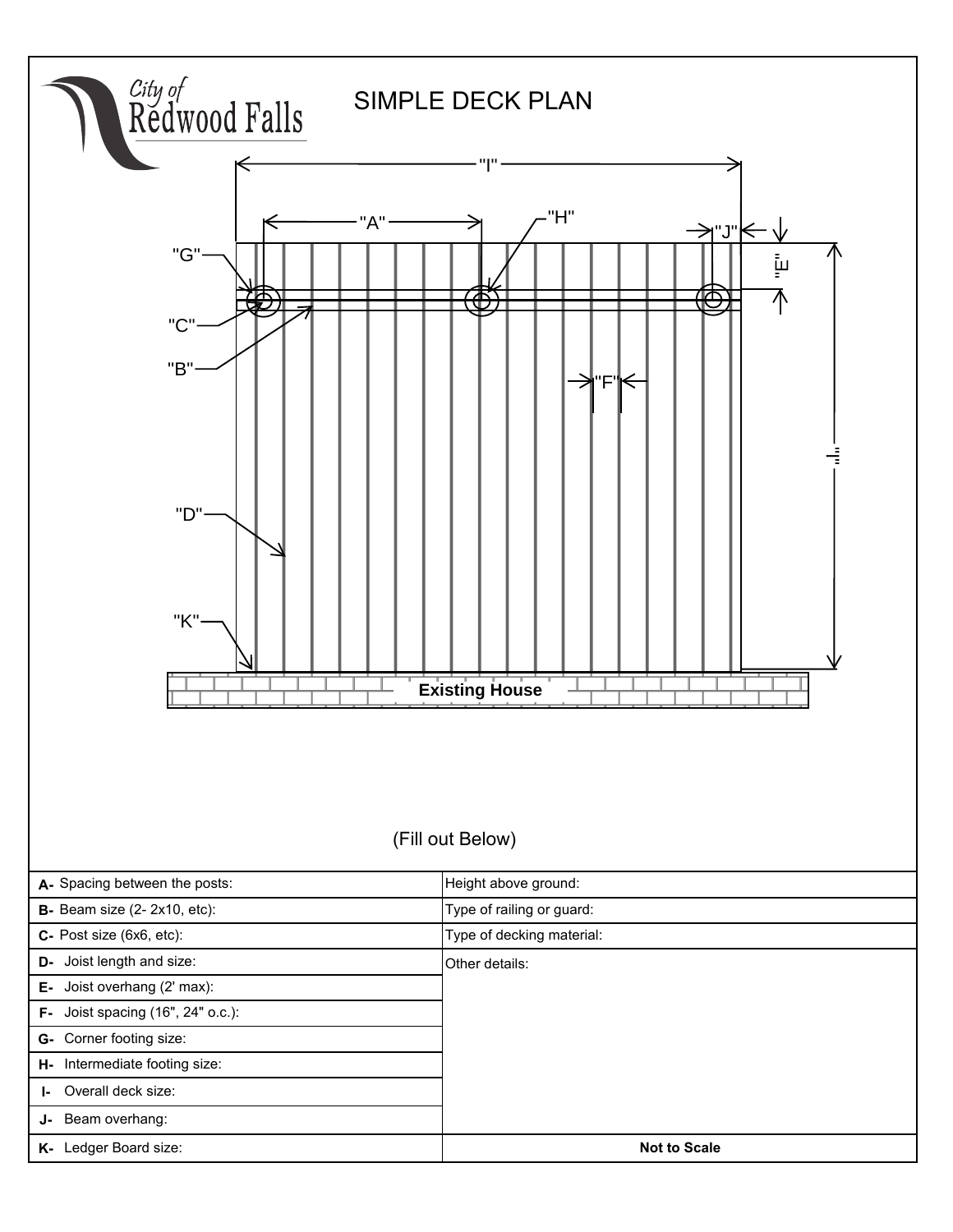City of Redwood Falls

# SIMPLE DECK PLAN

"I"

"A"

"H"

"J"

"E"

"G"

"C"

"B"

"F"

"D"

"L"

"K"

Existing House

(Fill out Below)

| | |
|---|---|
| **A-** Spacing between the posts: | Height above ground: |
| **B-** Beam size (2- 2x10, etc): | Type of railing or guard: |
| **C-** Post size (6x6, etc): | Type of decking material: |
| **D-** Joist length and size: | Other details: |
| **E-** Joist overhang (2' max): | |
| **F-** Joist spacing (16", 24" o.c.): | |
| **G-** Corner footing size: | |
| **H-** Intermediate footing size: | |
| **I-** Overall deck size: | |
| **J-** Beam overhang: | |
| **K-** Ledger Board size: | **Not to Scale** |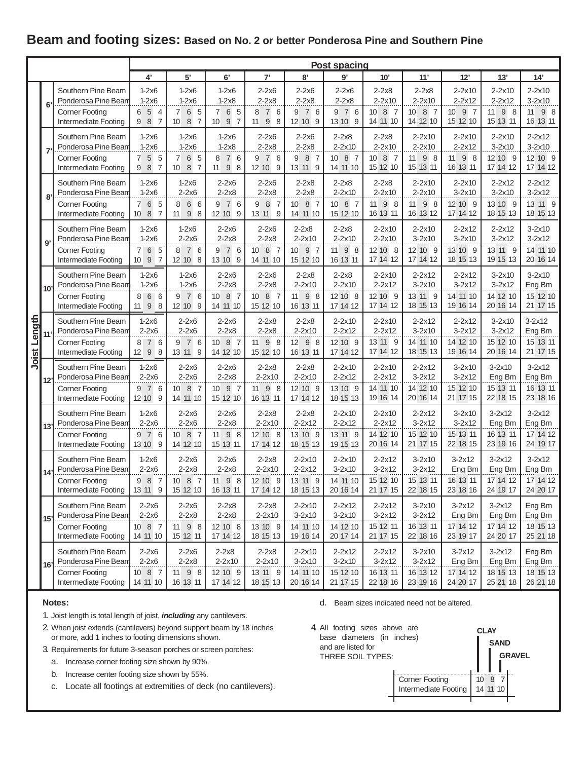# Beam and footing sizes: Based on No. 2 or better Ponderosa Pine and Southern Pine

| Joist Length | | Post spacing | 4' | 5' | 6' | 7' | 8' | 9' | 10' | 11' | 12' | 13' | 14' |
|---|---|---|---|---|---|---|---|---|---|---|---|---|---|
| 6' | Southern Pine Beam | | 1-2x6 | 1-2x6 | 1-2x6 | 2-2x6 | 2-2x6 | 2-2x6 | 2-2x8 | 2-2x8 | 2-2x10 | 2-2x10 | 2-2x10 |
| | Ponderosa Pine Beam | | 1-2x6 | 1-2x6 | 1-2x8 | 2-2x8 | 2-2x8 | 2-2x8 | 2-2x10 | 2-2x10 | 2-2x12 | 2-2x12 | 3-2x10 |
| | Corner Footing | | 6 5 4 | 7 6 5 | 7 6 5 | 8 7 6 | 9 7 6 | 9 7 6 | 10 8 7 | 10 8 7 | 10 9 7 | 11 9 8 | 11 9 8 |
| | Intermediate Footing | | 9 8 7 | 10 8 7 | 10 9 7 | 11 9 8 | 12 10 9 | 13 10 9 | 14 11 10 | 14 12 10 | 15 12 10 | 15 13 11 | 16 13 11 |
| 7' | Southern Pine Beam | | 1-2x6 | 1-2x6 | 1-2x6 | 2-2x6 | 2-2x6 | 2-2x8 | 2-2x8 | 2-2x10 | 2-2x10 | 2-2x10 | 2-2x12 |
| | Ponderosa Pine Beam | | 1-2x6 | 1-2x6 | 1-2x8 | 2-2x8 | 2-2x8 | 2-2x10 | 2-2x10 | 2-2x10 | 2-2x12 | 3-2x10 | 3-2x10 |
| | Corner Footing | | 7 5 5 | 7 6 5 | 8 7 6 | 9 7 6 | 9 8 7 | 10 8 7 | 10 8 7 | 11 9 8 | 11 9 8 | 12 10 9 | 12 10 9 |
| | Intermediate Footing | | 9 8 7 | 10 8 7 | 11 9 8 | 12 10 9 | 13 11 9 | 14 11 10 | 15 12 10 | 15 13 11 | 16 13 11 | 17 14 12 | 17 14 12 |
| 8' | Southern Pine Beam | | 1-2x6 | 1-2x6 | 2-2x6 | 2-2x6 | 2-2x8 | 2-2x8 | 2-2x8 | 2-2x10 | 2-2x10 | 2-2x12 | 2-2x12 |
| | Ponderosa Pine Beam | | 1-2x6 | 2-2x6 | 2-2x8 | 2-2x8 | 2-2x8 | 2-2x10 | 2-2x10 | 2-2x10 | 3-2x10 | 3-2x10 | 3-2x12 |
| | Corner Footing | | 7 6 5 | 8 6 6 | 9 7 6 | 9 8 7 | 10 8 7 | 10 8 7 | 11 9 8 | 11 9 8 | 12 10 9 | 13 10 9 | 13 11 9 |
| | Intermediate Footing | | 10 8 7 | 11 9 8 | 12 10 9 | 13 11 9 | 14 11 10 | 15 12 10 | 16 13 11 | 16 13 12 | 17 14 12 | 18 15 13 | 18 15 13 |
| 9' | Southern Pine Beam | | 1-2x6 | 1-2x6 | 2-2x6 | 2-2x6 | 2-2x8 | 2-2x8 | 2-2x10 | 2-2x10 | 2-2x12 | 2-2x12 | 3-2x10 |
| | Ponderosa Pine Beam | | 1-2x6 | 2-2x6 | 2-2x8 | 2-2x8 | 2-2x10 | 2-2x10 | 2-2x10 | 3-2x10 | 3-2x10 | 3-2x12 | 3-2x12 |
| | Corner Footing | | 7 6 5 | 8 7 6 | 9 7 6 | 10 8 7 | 10 9 7 | 11 9 8 | 12 10 8 | 12 10 9 | 13 10 9 | 13 11 9 | 14 11 10 |
| | Intermediate Footing | | 10 9 7 | 12 10 8 | 13 10 9 | 14 11 10 | 15 12 10 | 16 13 11 | 17 14 12 | 17 14 12 | 18 15 13 | 19 15 13 | 20 16 14 |
| 10' | Southern Pine Beam | | 1-2x6 | 1-2x6 | 2-2x6 | 2-2x6 | 2-2x8 | 2-2x8 | 2-2x10 | 2-2x12 | 2-2x12 | 3-2x10 | 3-2x10 |
| | Ponderosa Pine Beam | | 1-2x6 | 1-2x6 | 2-2x8 | 2-2x8 | 2-2x10 | 2-2x10 | 2-2x12 | 3-2x10 | 3-2x12 | 3-2x12 | Eng Bm |
| | Corner Footing | | 8 6 6 | 9 7 6 | 10 8 7 | 10 8 7 | 11 9 8 | 12 10 8 | 12 10 9 | 13 11 9 | 14 11 10 | 14 12 10 | 15 12 10 |
| | Intermediate Footing | | 11 9 8 | 12 10 9 | 14 11 10 | 15 12 10 | 16 13 11 | 17 14 12 | 17 14 12 | 18 15 13 | 19 16 14 | 20 16 14 | 21 17 15 |
| 11' | Southern Pine Beam | | 1-2x6 | 2-2x6 | 2-2x6 | 2-2x8 | 2-2x8 | 2-2x10 | 2-2x10 | 2-2x12 | 2-2x12 | 3-2x10 | 3-2x12 |
| | Ponderosa Pine Beam | | 2-2x6 | 2-2x6 | 2-2x8 | 2-2x8 | 2-2x10 | 2-2x12 | 2-2x12 | 3-2x10 | 3-2x12 | 3-2x12 | Eng Bm |
| | Corner Footing | | 8 7 6 | 9 7 6 | 10 8 7 | 11 9 8 | 12 9 8 | 12 10 9 | 13 11 9 | 14 11 10 | 14 12 10 | 15 12 10 | 15 13 11 |
| | Intermediate Footing | | 12 9 8 | 13 11 9 | 14 12 10 | 15 12 10 | 16 13 11 | 17 14 12 | 17 14 12 | 18 15 13 | 19 16 14 | 20 16 14 | 21 17 15 |
| 12' | Southern Pine Beam | | 1-2x6 | 2-2x6 | 2-2x6 | 2-2x8 | 2-2x8 | 2-2x10 | 2-2x10 | 2-2x12 | 3-2x10 | 3-2x10 | 3-2x12 |
| | Ponderosa Pine Beam | | 2-2x6 | 2-2x6 | 2-2x8 | 2-2x10 | 2-2x10 | 2-2x12 | 2-2x12 | 3-2x12 | 3-2x12 | Eng Bm | Eng Bm |
| | Corner Footing | | 9 7 6 | 10 8 7 | 10 9 7 | 11 9 8 | 12 10 9 | 13 10 9 | 14 11 10 | 14 12 10 | 15 12 10 | 15 13 11 | 16 13 11 |
| | Intermediate Footing | | 12 10 9 | 14 11 10 | 15 12 10 | 16 13 11 | 17 14 12 | 18 15 13 | 19 16 14 | 20 16 14 | 21 17 15 | 22 18 15 | 23 18 16 |
| 13' | Southern Pine Beam | | 1-2x6 | 2-2x6 | 2-2x6 | 2-2x8 | 2-2x8 | 2-2x10 | 2-2x10 | 2-2x12 | 3-2x10 | 3-2x12 | 3-2x12 |
| | Ponderosa Pine Beam | | 2-2x6 | 2-2x6 | 2-2x8 | 2-2x10 | 2-2x12 | 2-2x12 | 2-2x12 | 3-2x12 | 3-2x12 | Eng Bm | Eng Bm |
| | Corner Footing | | 9 7 6 | 10 8 7 | 11 9 8 | 12 10 8 | 13 10 9 | 13 11 9 | 14 12 10 | 15 12 10 | 15 13 11 | 16 13 11 | 17 14 12 |
| | Intermediate Footing | | 13 10 9 | 14 12 10 | 15 13 11 | 17 14 12 | 18 15 13 | 19 15 13 | 20 16 14 | 21 17 15 | 22 18 15 | 23 19 16 | 24 19 17 |
| 14' | Southern Pine Beam | | 1-2x6 | 2-2x6 | 2-2x6 | 2-2x8 | 2-2x10 | 2-2x10 | 2-2x12 | 3-2x10 | 3-2x12 | 3-2x12 | 3-2x12 |
| | Ponderosa Pine Beam | | 2-2x6 | 2-2x8 | 2-2x8 | 2-2x10 | 2-2x12 | 3-2x10 | 3-2x12 | 3-2x12 | Eng Bm | Eng Bm | Eng Bm |
| | Corner Footing | | 9 8 7 | 10 8 7 | 11 9 8 | 12 10 9 | 13 11 9 | 14 11 10 | 15 12 10 | 15 13 11 | 16 13 11 | 17 14 12 | 17 14 12 |
| | Intermediate Footing | | 13 11 9 | 15 12 10 | 16 13 11 | 17 14 12 | 18 15 13 | 20 16 14 | 21 17 15 | 22 18 15 | 23 18 16 | 24 19 17 | 24 20 17 |
| 15' | Southern Pine Beam | | 2-2x6 | 2-2x6 | 2-2x8 | 2-2x8 | 2-2x10 | 2-2x12 | 2-2x12 | 3-2x10 | 3-2x12 | 3-2x12 | Eng Bm |
| | Ponderosa Pine Beam | | 2-2x6 | 2-2x8 | 2-2x8 | 2-2x10 | 3-2x10 | 3-2x10 | 3-2x12 | 3-2x12 | Eng Bm | Eng Bm | Eng Bm |
| | Corner Footing | | 10 8 7 | 11 9 8 | 12 10 8 | 13 10 9 | 14 11 10 | 14 12 10 | 15 12 11 | 16 13 11 | 17 14 12 | 17 14 12 | 18 15 13 |
| | Intermediate Footing | | 14 11 10 | 15 12 11 | 17 14 12 | 18 15 13 | 19 16 14 | 20 17 14 | 21 17 15 | 22 18 16 | 23 19 17 | 24 20 17 | 25 21 18 |
| 16' | Southern Pine Beam | | 2-2x6 | 2-2x6 | 2-2x8 | 2-2x8 | 2-2x10 | 2-2x12 | 2-2x12 | 3-2x10 | 3-2x12 | 3-2x12 | Eng Bm |
| | Ponderosa Pine Beam | | 2-2x6 | 2-2x8 | 2-2x10 | 2-2x10 | 3-2x10 | 3-2x10 | 3-2x12 | 3-2x12 | Eng Bm | Eng Bm | Eng Bm |
| | Corner Footing | | 10 8 7 | 11 9 8 | 12 10 9 | 13 11 9 | 14 11 10 | 15 12 10 | 16 13 11 | 16 13 12 | 17 14 12 | 18 15 13 | 18 15 13 |
| | Intermediate Footing | | 14 11 10 | 16 13 11 | 17 14 12 | 18 15 13 | 20 16 14 | 21 17 15 | 22 18 16 | 23 19 16 | 24 20 17 | 25 21 18 | 26 21 18 |

**Notes:**

1. Joist length is total length of joist, ***including*** any cantilevers.
2. When joist extends (cantilevers) beyond support beam by 18 inches or more, add 1 inches to footing dimensions shown.
3. Requirements for future 3-season porches or screen porches:
   a. Increase corner footing size shown by 90%.
   b. Increase center footing size shown by 55%.
   c. Locate all footings at extremities of deck (no cantilevers).
   d. Beam sizes indicated need not be altered.
4. All footing sizes above are base diameters (in inches) and are listed for THREE SOIL TYPES:

| | CLAY | SAND | GRAVEL |
|---|---|---|---|
| Corner Footing | 10 | 8 | 7 |
| Intermediate Footing | 14 | 11 | 10 |